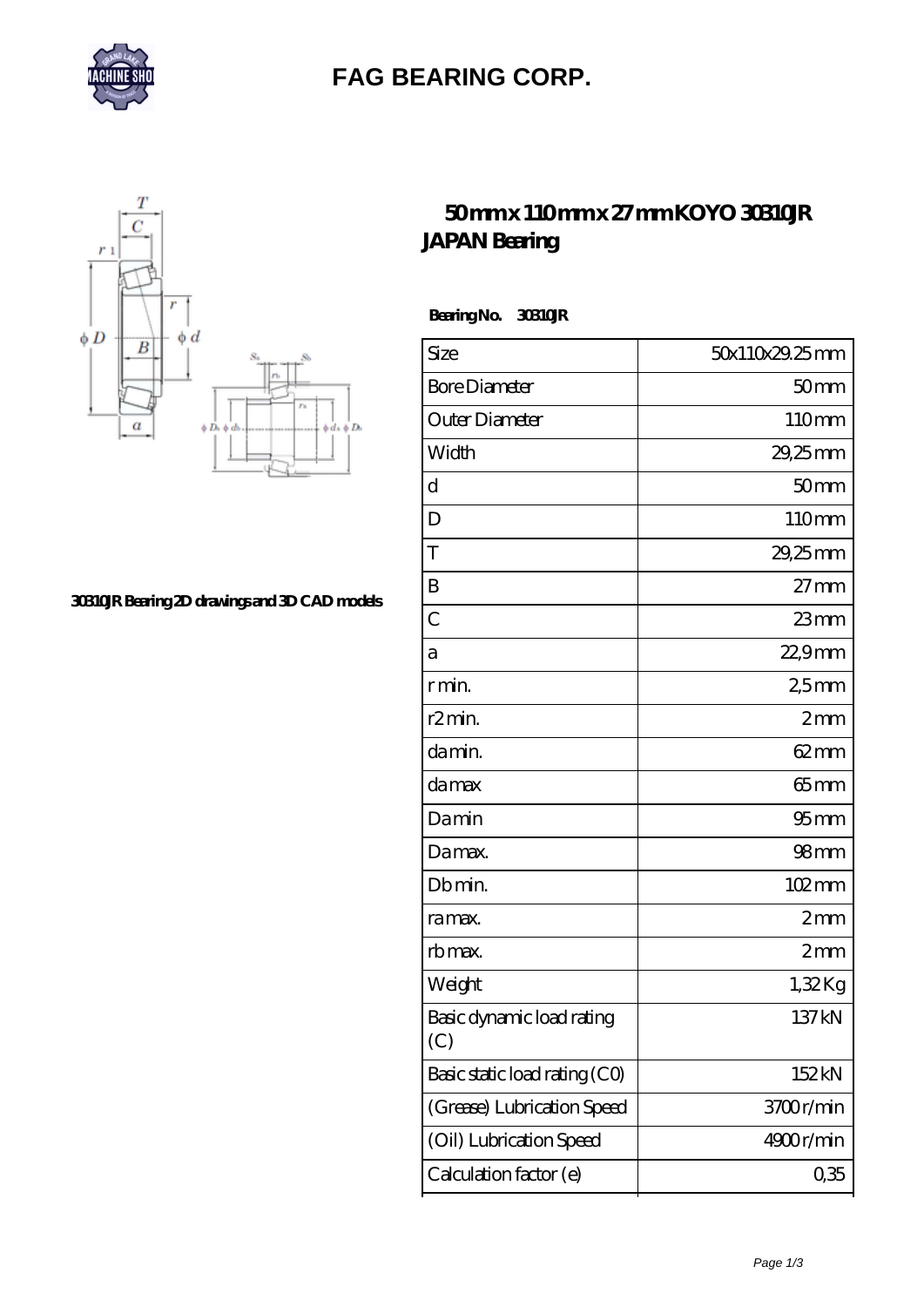# FAG BEARING CORP.

## 50 mm x 110 mm x 27 mm KOYO 30310JR JAPAN Bearing

30310JR Bearing 2D drawings and 3D CAD models

**Bearing No. 30310JR**

| Size | 50x110x29.25 mm |
|---|---|
| Bore Diameter | 50 mm |
| Outer Diameter | 110 mm |
| Width | 29,25 mm |
| d | 50 mm |
| D | 110 mm |
| T | 29,25 mm |
| B | 27 mm |
| C | 23 mm |
| a | 22,9 mm |
| r min. | 2,5 mm |
| r2 min. | 2 mm |
| da min. | 62 mm |
| da max | 65 mm |
| Da min | 95 mm |
| Da max. | 98 mm |
| Db min. | 102 mm |
| ra max. | 2 mm |
| rb max. | 2 mm |
| Weight | 1,32 Kg |
| Basic dynamic load rating (C) | 137 kN |
| Basic static load rating (C0) | 152 kN |
| (Grease) Lubrication Speed | 3700 r/min |
| (Oil) Lubrication Speed | 4900 r/min |
| Calculation factor (e) | 0,35 |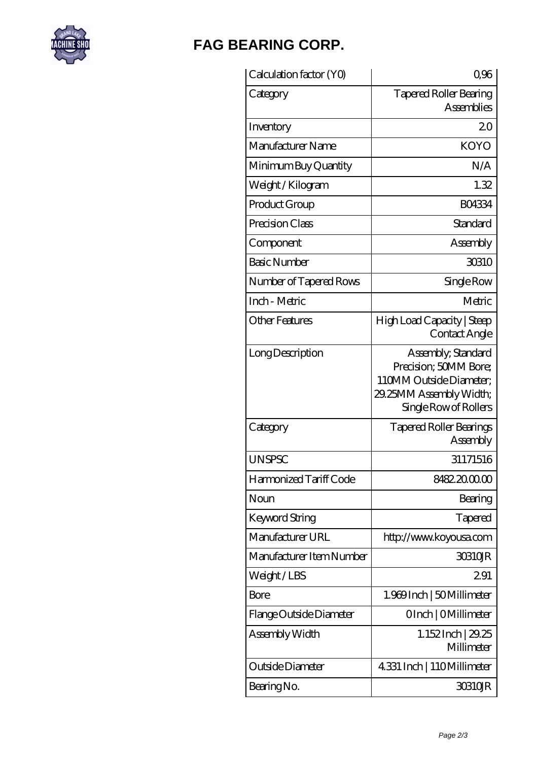# FAG BEARING CORP.

| | |
|---|---|
| Calculation factor (Y0) | 0,96 |
| Category | Tapered Roller Bearing Assemblies |
| Inventory | 2.0 |
| Manufacturer Name | KOYO |
| Minimum Buy Quantity | N/A |
| Weight / Kilogram | 1.32 |
| Product Group | B04334 |
| Precision Class | Standard |
| Component | Assembly |
| Basic Number | 30310 |
| Number of Tapered Rows | Single Row |
| Inch - Metric | Metric |
| Other Features | High Load Capacity \| Steep Contact Angle |
| Long Description | Assembly; Standard Precision; 50MM Bore; 110MM Outside Diameter; 29.25MM Assembly Width; Single Row of Rollers |
| Category | Tapered Roller Bearings Assembly |
| UNSPSC | 31171516 |
| Harmonized Tariff Code | 8482.20.00.00 |
| Noun | Bearing |
| Keyword String | Tapered |
| Manufacturer URL | http://www.koyousa.com |
| Manufacturer Item Number | 30310JR |
| Weight / LBS | 2.91 |
| Bore | 1.969 Inch \| 50 Millimeter |
| Flange Outside Diameter | 0 Inch \| 0 Millimeter |
| Assembly Width | 1.152 Inch \| 29.25 Millimeter |
| Outside Diameter | 4.331 Inch \| 110 Millimeter |
| Bearing No. | 30310JR |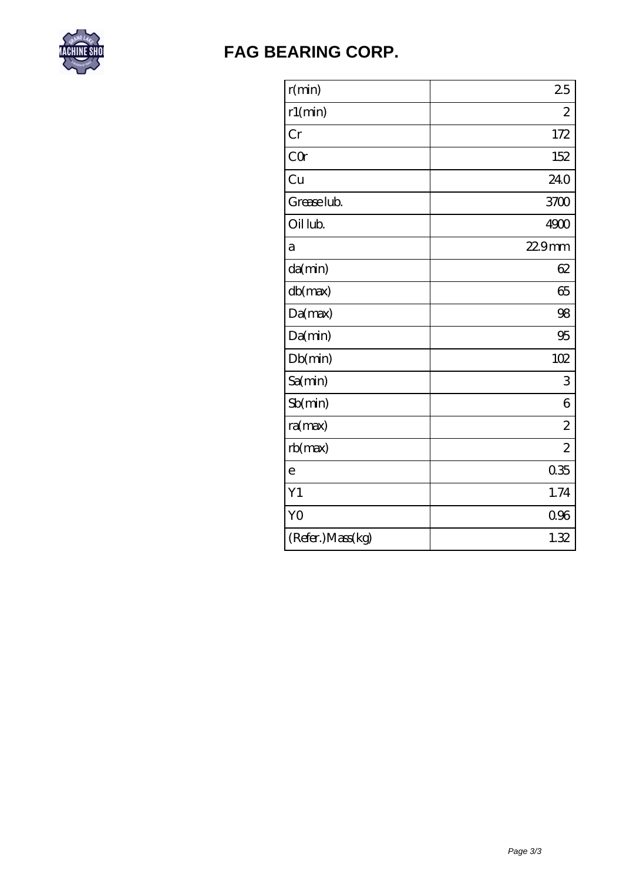# FAG BEARING CORP.

| | |
|---|---|
| r(min) | 2.5 |
| r1(min) | 2 |
| Cr | 172 |
| C0r | 152 |
| Cu | 24.0 |
| Grease lub. | 3700 |
| Oil lub. | 4900 |
| a | 22.9 mm |
| da(min) | 62 |
| db(max) | 65 |
| Da(max) | 98 |
| Da(min) | 95 |
| Db(min) | 102 |
| Sa(min) | 3 |
| Sb(min) | 6 |
| ra(max) | 2 |
| rb(max) | 2 |
| e | 0.35 |
| Y1 | 1.74 |
| Y0 | 0.96 |
| (Refer.)Mass(kg) | 1.32 |